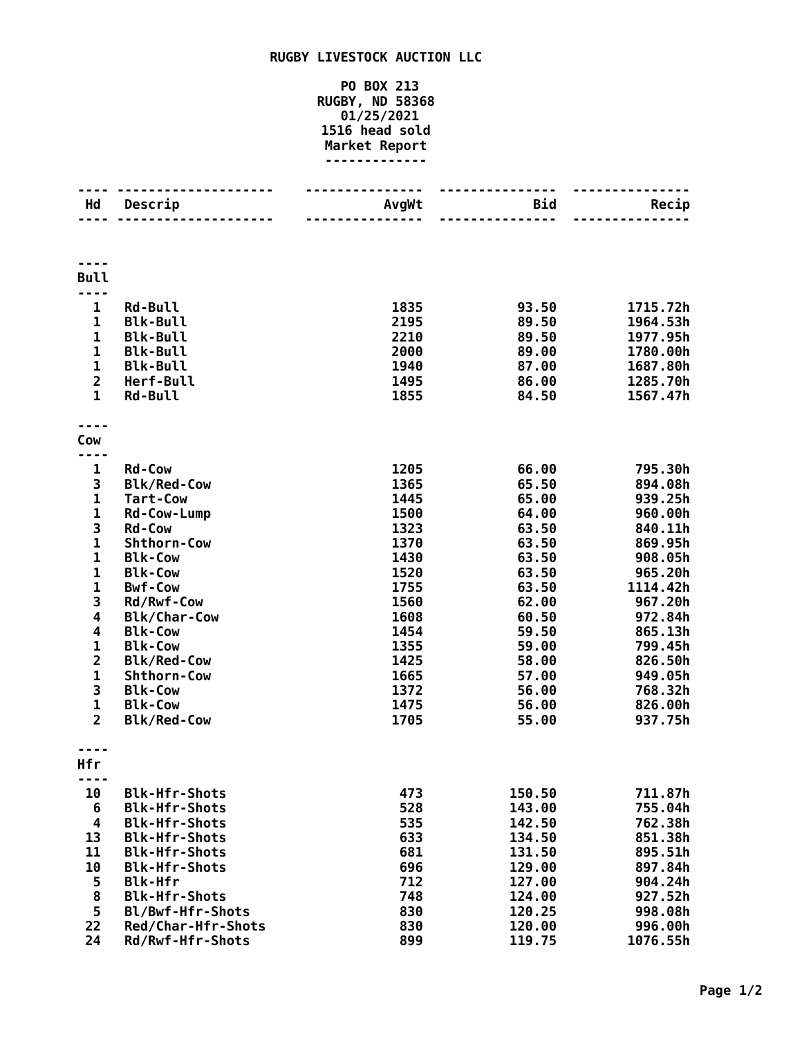# RUGBY LIVESTOCK AUCTION LLC

**PO BOX 213**
**RUGBY, ND 58368**
**01/25/2021**
**1516 head sold**
**Market Report**

| Hd | Descrip | AvgWt | Bid | Recip |
|---|---|---|---|---|
| **Bull** | | | | |
| 1 | Rd-Bull | 1835 | 93.50 | 1715.72h |
| 1 | Blk-Bull | 2195 | 89.50 | 1964.53h |
| 1 | Blk-Bull | 2210 | 89.50 | 1977.95h |
| 1 | Blk-Bull | 2000 | 89.00 | 1780.00h |
| 1 | Blk-Bull | 1940 | 87.00 | 1687.80h |
| 2 | Herf-Bull | 1495 | 86.00 | 1285.70h |
| 1 | Rd-Bull | 1855 | 84.50 | 1567.47h |
| **Cow** | | | | |
| 1 | Rd-Cow | 1205 | 66.00 | 795.30h |
| 3 | Blk/Red-Cow | 1365 | 65.50 | 894.08h |
| 1 | Tart-Cow | 1445 | 65.00 | 939.25h |
| 1 | Rd-Cow-Lump | 1500 | 64.00 | 960.00h |
| 3 | Rd-Cow | 1323 | 63.50 | 840.11h |
| 1 | Shthorn-Cow | 1370 | 63.50 | 869.95h |
| 1 | Blk-Cow | 1430 | 63.50 | 908.05h |
| 1 | Blk-Cow | 1520 | 63.50 | 965.20h |
| 1 | Bwf-Cow | 1755 | 63.50 | 1114.42h |
| 3 | Rd/Rwf-Cow | 1560 | 62.00 | 967.20h |
| 4 | Blk/Char-Cow | 1608 | 60.50 | 972.84h |
| 4 | Blk-Cow | 1454 | 59.50 | 865.13h |
| 1 | Blk-Cow | 1355 | 59.00 | 799.45h |
| 2 | Blk/Red-Cow | 1425 | 58.00 | 826.50h |
| 1 | Shthorn-Cow | 1665 | 57.00 | 949.05h |
| 3 | Blk-Cow | 1372 | 56.00 | 768.32h |
| 1 | Blk-Cow | 1475 | 56.00 | 826.00h |
| 2 | Blk/Red-Cow | 1705 | 55.00 | 937.75h |
| **Hfr** | | | | |
| 10 | Blk-Hfr-Shots | 473 | 150.50 | 711.87h |
| 6 | Blk-Hfr-Shots | 528 | 143.00 | 755.04h |
| 4 | Blk-Hfr-Shots | 535 | 142.50 | 762.38h |
| 13 | Blk-Hfr-Shots | 633 | 134.50 | 851.38h |
| 11 | Blk-Hfr-Shots | 681 | 131.50 | 895.51h |
| 10 | Blk-Hfr-Shots | 696 | 129.00 | 897.84h |
| 5 | Blk-Hfr | 712 | 127.00 | 904.24h |
| 8 | Blk-Hfr-Shots | 748 | 124.00 | 927.52h |
| 5 | Bl/Bwf-Hfr-Shots | 830 | 120.25 | 998.08h |
| 22 | Red/Char-Hfr-Shots | 830 | 120.00 | 996.00h |
| 24 | Rd/Rwf-Hfr-Shots | 899 | 119.75 | 1076.55h |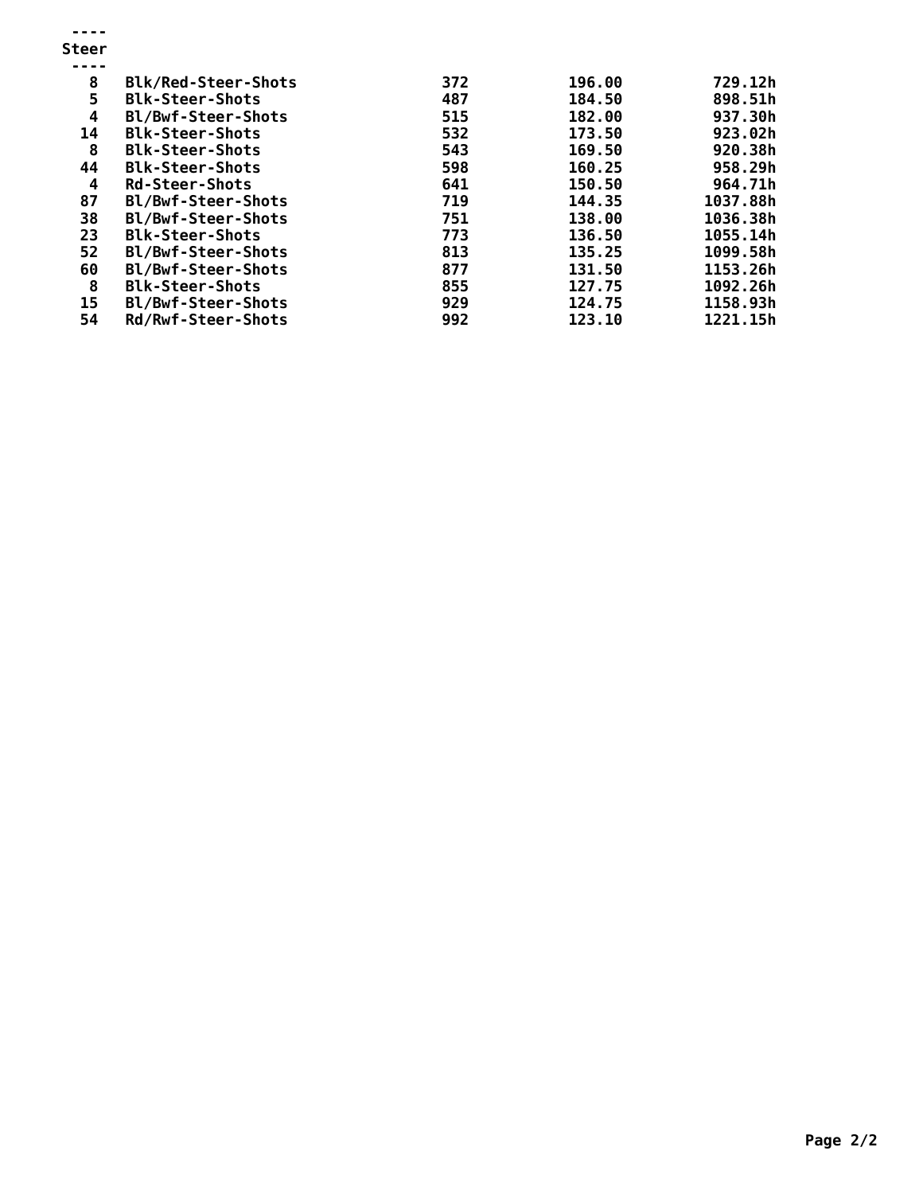----
Steer
----

| | | | | |
|---|---|---|---|---|
| 8 | Blk/Red-Steer-Shots | 372 | 196.00 | 729.12h |
| 5 | Blk-Steer-Shots | 487 | 184.50 | 898.51h |
| 4 | Bl/Bwf-Steer-Shots | 515 | 182.00 | 937.30h |
| 14 | Blk-Steer-Shots | 532 | 173.50 | 923.02h |
| 8 | Blk-Steer-Shots | 543 | 169.50 | 920.38h |
| 44 | Blk-Steer-Shots | 598 | 160.25 | 958.29h |
| 4 | Rd-Steer-Shots | 641 | 150.50 | 964.71h |
| 87 | Bl/Bwf-Steer-Shots | 719 | 144.35 | 1037.88h |
| 38 | Bl/Bwf-Steer-Shots | 751 | 138.00 | 1036.38h |
| 23 | Blk-Steer-Shots | 773 | 136.50 | 1055.14h |
| 52 | Bl/Bwf-Steer-Shots | 813 | 135.25 | 1099.58h |
| 60 | Bl/Bwf-Steer-Shots | 877 | 131.50 | 1153.26h |
| 8 | Blk-Steer-Shots | 855 | 127.75 | 1092.26h |
| 15 | Bl/Bwf-Steer-Shots | 929 | 124.75 | 1158.93h |
| 54 | Rd/Rwf-Steer-Shots | 992 | 123.10 | 1221.15h |